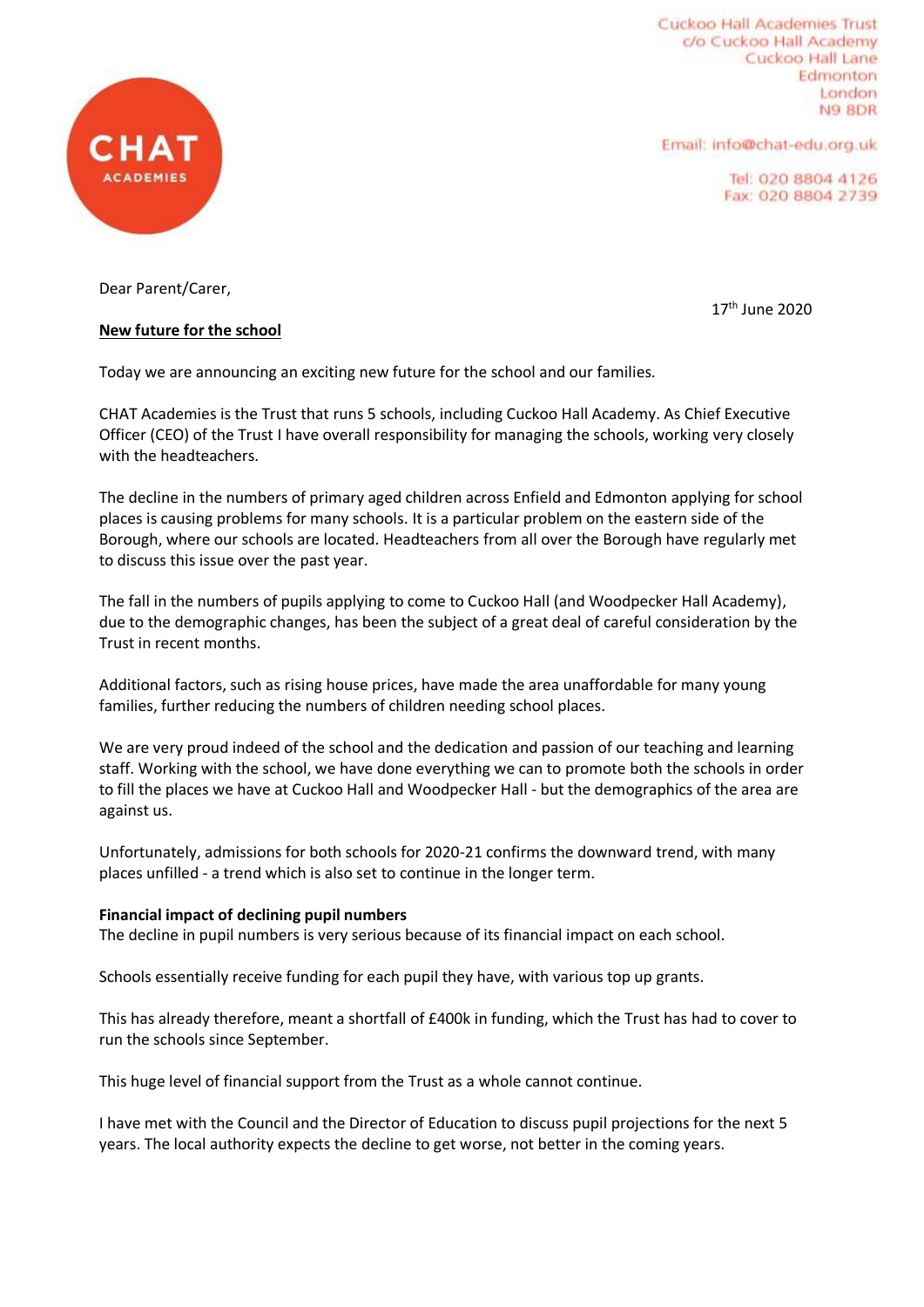Cuckoo Hall Academies Trust
c/o Cuckoo Hall Academy
Cuckoo Hall Lane
Edmonton
London
N9 8DR

Email: info@chat-edu.org.uk

Tel: 020 8804 4126
Fax: 020 8804 2739

Dear Parent/Carer,

17th June 2020

**New future for the school**

Today we are announcing an exciting new future for the school and our families.

CHAT Academies is the Trust that runs 5 schools, including Cuckoo Hall Academy. As Chief Executive Officer (CEO) of the Trust I have overall responsibility for managing the schools, working very closely with the headteachers.

The decline in the numbers of primary aged children across Enfield and Edmonton applying for school places is causing problems for many schools. It is a particular problem on the eastern side of the Borough, where our schools are located. Headteachers from all over the Borough have regularly met to discuss this issue over the past year.

The fall in the numbers of pupils applying to come to Cuckoo Hall (and Woodpecker Hall Academy), due to the demographic changes, has been the subject of a great deal of careful consideration by the Trust in recent months.

Additional factors, such as rising house prices, have made the area unaffordable for many young families, further reducing the numbers of children needing school places.

We are very proud indeed of the school and the dedication and passion of our teaching and learning staff. Working with the school, we have done everything we can to promote both the schools in order to fill the places we have at Cuckoo Hall and Woodpecker Hall - but the demographics of the area are against us.

Unfortunately, admissions for both schools for 2020-21 confirms the downward trend, with many places unfilled - a trend which is also set to continue in the longer term.

**Financial impact of declining pupil numbers**

The decline in pupil numbers is very serious because of its financial impact on each school.

Schools essentially receive funding for each pupil they have, with various top up grants.

This has already therefore, meant a shortfall of £400k in funding, which the Trust has had to cover to run the schools since September.

This huge level of financial support from the Trust as a whole cannot continue.

I have met with the Council and the Director of Education to discuss pupil projections for the next 5 years. The local authority expects the decline to get worse, not better in the coming years.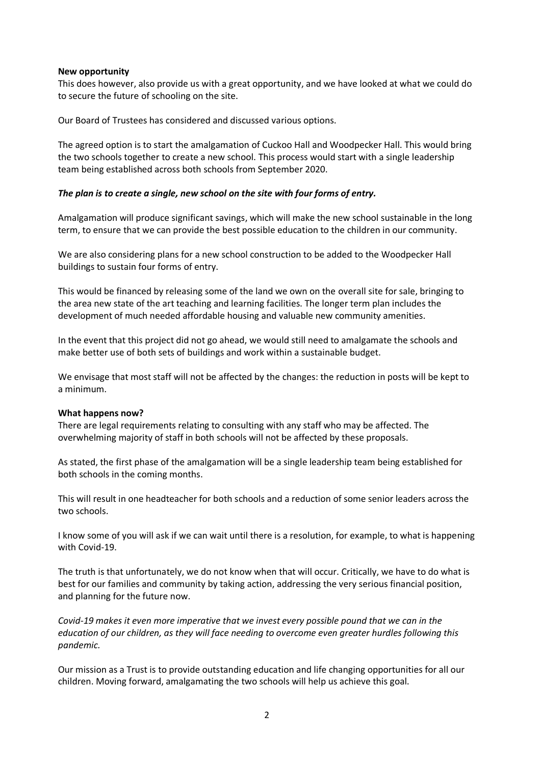**New opportunity**

This does however, also provide us with a great opportunity, and we have looked at what we could do to secure the future of schooling on the site.

Our Board of Trustees has considered and discussed various options.

The agreed option is to start the amalgamation of Cuckoo Hall and Woodpecker Hall. This would bring the two schools together to create a new school. This process would start with a single leadership team being established across both schools from September 2020.

***The plan is to create a single, new school on the site with four forms of entry.***

Amalgamation will produce significant savings, which will make the new school sustainable in the long term, to ensure that we can provide the best possible education to the children in our community.

We are also considering plans for a new school construction to be added to the Woodpecker Hall buildings to sustain four forms of entry.

This would be financed by releasing some of the land we own on the overall site for sale, bringing to the area new state of the art teaching and learning facilities. The longer term plan includes the development of much needed affordable housing and valuable new community amenities.

In the event that this project did not go ahead, we would still need to amalgamate the schools and make better use of both sets of buildings and work within a sustainable budget.

We envisage that most staff will not be affected by the changes: the reduction in posts will be kept to a minimum.

**What happens now?**

There are legal requirements relating to consulting with any staff who may be affected. The overwhelming majority of staff in both schools will not be affected by these proposals.

As stated, the first phase of the amalgamation will be a single leadership team being established for both schools in the coming months.

This will result in one headteacher for both schools and a reduction of some senior leaders across the two schools.

I know some of you will ask if we can wait until there is a resolution, for example, to what is happening with Covid-19.

The truth is that unfortunately, we do not know when that will occur. Critically, we have to do what is best for our families and community by taking action, addressing the very serious financial position, and planning for the future now.

*Covid-19 makes it even more imperative that we invest every possible pound that we can in the education of our children, as they will face needing to overcome even greater hurdles following this pandemic.*

Our mission as a Trust is to provide outstanding education and life changing opportunities for all our children. Moving forward, amalgamating the two schools will help us achieve this goal.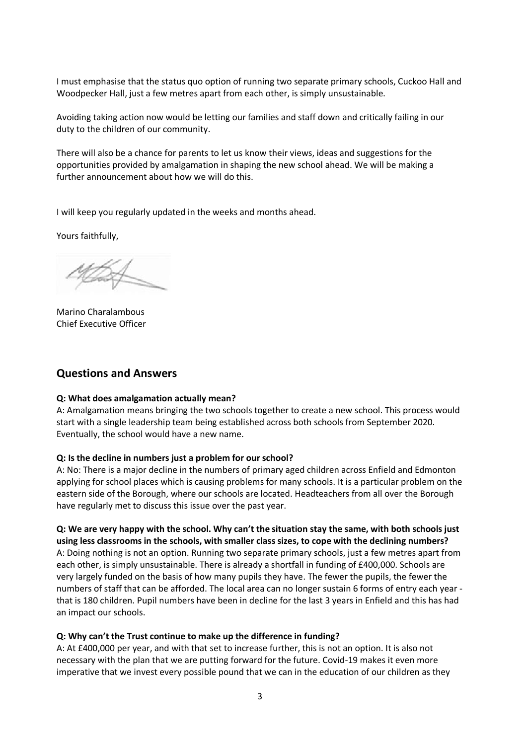I must emphasise that the status quo option of running two separate primary schools, Cuckoo Hall and Woodpecker Hall, just a few metres apart from each other, is simply unsustainable.

Avoiding taking action now would be letting our families and staff down and critically failing in our duty to the children of our community.

There will also be a chance for parents to let us know their views, ideas and suggestions for the opportunities provided by amalgamation in shaping the new school ahead. We will be making a further announcement about how we will do this.

I will keep you regularly updated in the weeks and months ahead.

Yours faithfully,

Marino Charalambous
Chief Executive Officer

## Questions and Answers

**Q: What does amalgamation actually mean?**
A: Amalgamation means bringing the two schools together to create a new school. This process would start with a single leadership team being established across both schools from September 2020. Eventually, the school would have a new name.

**Q: Is the decline in numbers just a problem for our school?**
A: No: There is a major decline in the numbers of primary aged children across Enfield and Edmonton applying for school places which is causing problems for many schools. It is a particular problem on the eastern side of the Borough, where our schools are located. Headteachers from all over the Borough have regularly met to discuss this issue over the past year.

**Q: We are very happy with the school. Why can't the situation stay the same, with both schools just using less classrooms in the schools, with smaller class sizes, to cope with the declining numbers?**
A: Doing nothing is not an option. Running two separate primary schools, just a few metres apart from each other, is simply unsustainable. There is already a shortfall in funding of £400,000. Schools are very largely funded on the basis of how many pupils they have. The fewer the pupils, the fewer the numbers of staff that can be afforded. The local area can no longer sustain 6 forms of entry each year - that is 180 children. Pupil numbers have been in decline for the last 3 years in Enfield and this has had an impact our schools.

**Q: Why can't the Trust continue to make up the difference in funding?**
A: At £400,000 per year, and with that set to increase further, this is not an option. It is also not necessary with the plan that we are putting forward for the future. Covid-19 makes it even more imperative that we invest every possible pound that we can in the education of our children as they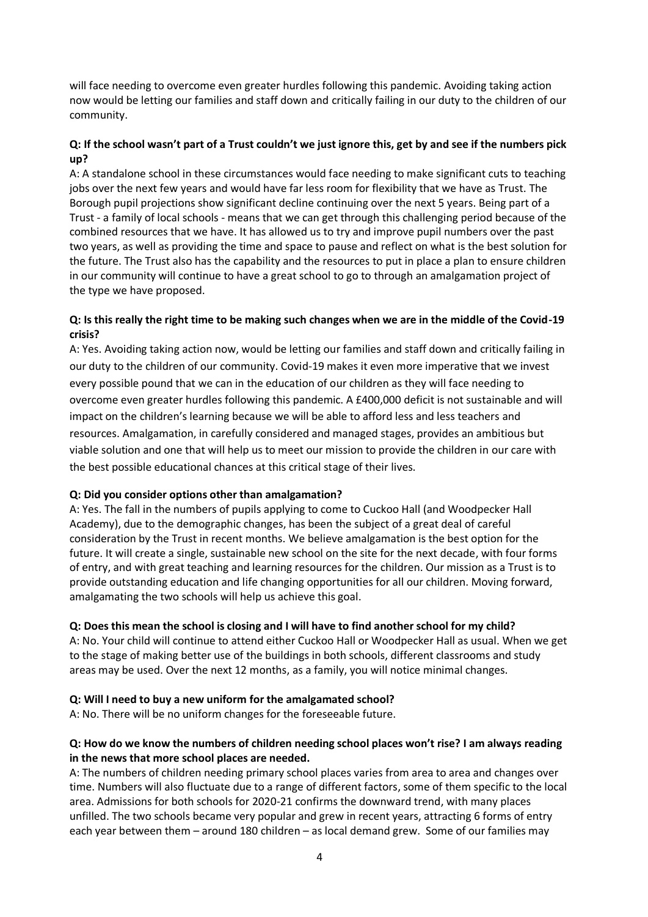will face needing to overcome even greater hurdles following this pandemic. Avoiding taking action now would be letting our families and staff down and critically failing in our duty to the children of our community.

**Q: If the school wasn't part of a Trust couldn't we just ignore this, get by and see if the numbers pick up?**

A: A standalone school in these circumstances would face needing to make significant cuts to teaching jobs over the next few years and would have far less room for flexibility that we have as Trust. The Borough pupil projections show significant decline continuing over the next 5 years. Being part of a Trust - a family of local schools - means that we can get through this challenging period because of the combined resources that we have. It has allowed us to try and improve pupil numbers over the past two years, as well as providing the time and space to pause and reflect on what is the best solution for the future. The Trust also has the capability and the resources to put in place a plan to ensure children in our community will continue to have a great school to go to through an amalgamation project of the type we have proposed.

**Q: Is this really the right time to be making such changes when we are in the middle of the Covid-19 crisis?**

A: Yes. Avoiding taking action now, would be letting our families and staff down and critically failing in our duty to the children of our community. Covid-19 makes it even more imperative that we invest every possible pound that we can in the education of our children as they will face needing to overcome even greater hurdles following this pandemic. A £400,000 deficit is not sustainable and will impact on the children's learning because we will be able to afford less and less teachers and resources. Amalgamation, in carefully considered and managed stages, provides an ambitious but viable solution and one that will help us to meet our mission to provide the children in our care with the best possible educational chances at this critical stage of their lives.

**Q: Did you consider options other than amalgamation?**

A: Yes. The fall in the numbers of pupils applying to come to Cuckoo Hall (and Woodpecker Hall Academy), due to the demographic changes, has been the subject of a great deal of careful consideration by the Trust in recent months. We believe amalgamation is the best option for the future. It will create a single, sustainable new school on the site for the next decade, with four forms of entry, and with great teaching and learning resources for the children. Our mission as a Trust is to provide outstanding education and life changing opportunities for all our children. Moving forward, amalgamating the two schools will help us achieve this goal.

**Q: Does this mean the school is closing and I will have to find another school for my child?**

A: No. Your child will continue to attend either Cuckoo Hall or Woodpecker Hall as usual. When we get to the stage of making better use of the buildings in both schools, different classrooms and study areas may be used. Over the next 12 months, as a family, you will notice minimal changes.

**Q: Will I need to buy a new uniform for the amalgamated school?**

A: No. There will be no uniform changes for the foreseeable future.

**Q: How do we know the numbers of children needing school places won't rise? I am always reading in the news that more school places are needed.**

A: The numbers of children needing primary school places varies from area to area and changes over time. Numbers will also fluctuate due to a range of different factors, some of them specific to the local area. Admissions for both schools for 2020-21 confirms the downward trend, with many places unfilled. The two schools became very popular and grew in recent years, attracting 6 forms of entry each year between them – around 180 children – as local demand grew. Some of our families may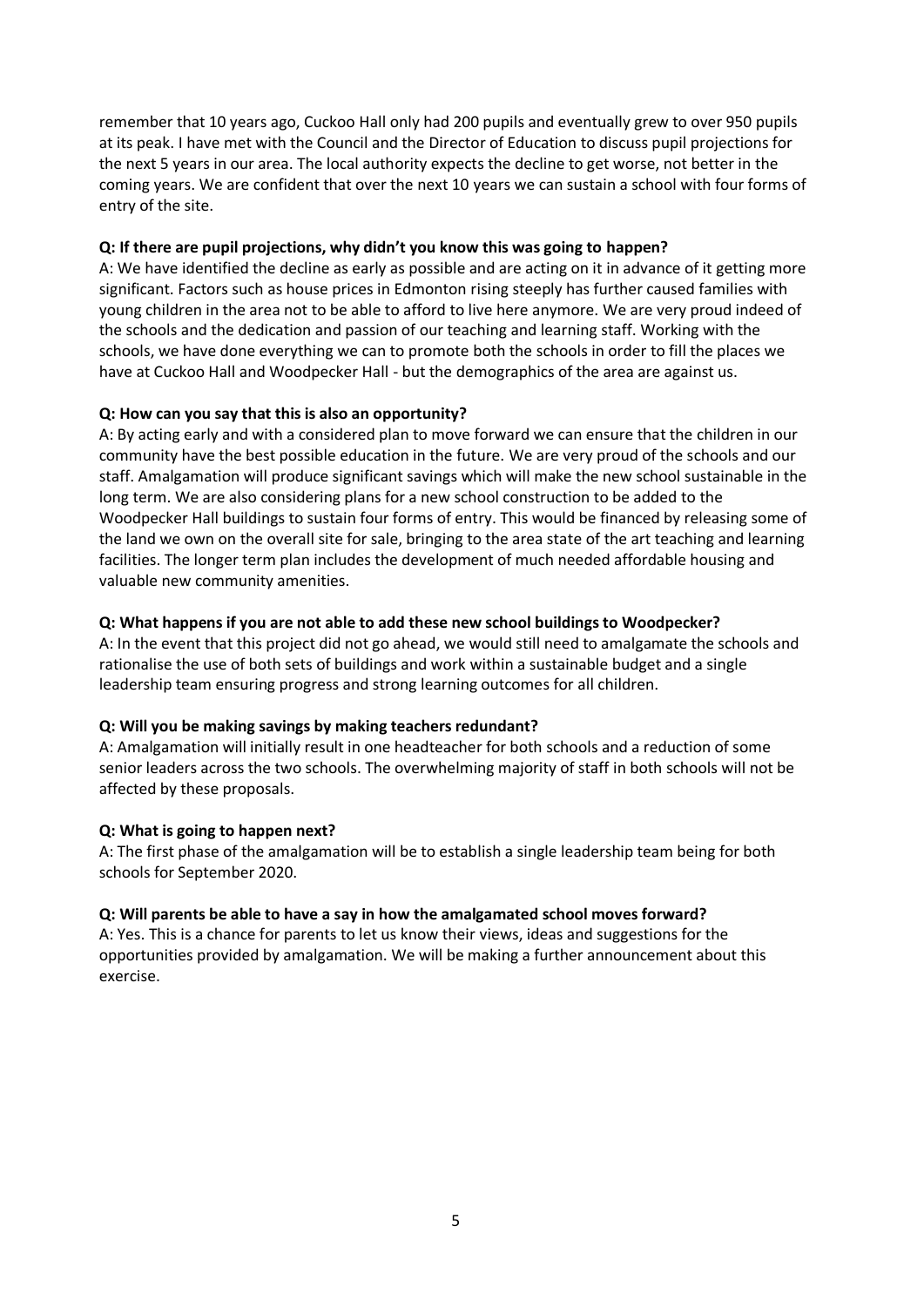remember that 10 years ago, Cuckoo Hall only had 200 pupils and eventually grew to over 950 pupils at its peak. I have met with the Council and the Director of Education to discuss pupil projections for the next 5 years in our area. The local authority expects the decline to get worse, not better in the coming years. We are confident that over the next 10 years we can sustain a school with four forms of entry of the site.

**Q: If there are pupil projections, why didn't you know this was going to happen?**

A: We have identified the decline as early as possible and are acting on it in advance of it getting more significant. Factors such as house prices in Edmonton rising steeply has further caused families with young children in the area not to be able to afford to live here anymore. We are very proud indeed of the schools and the dedication and passion of our teaching and learning staff. Working with the schools, we have done everything we can to promote both the schools in order to fill the places we have at Cuckoo Hall and Woodpecker Hall - but the demographics of the area are against us.

**Q: How can you say that this is also an opportunity?**

A: By acting early and with a considered plan to move forward we can ensure that the children in our community have the best possible education in the future. We are very proud of the schools and our staff. Amalgamation will produce significant savings which will make the new school sustainable in the long term. We are also considering plans for a new school construction to be added to the Woodpecker Hall buildings to sustain four forms of entry. This would be financed by releasing some of the land we own on the overall site for sale, bringing to the area state of the art teaching and learning facilities. The longer term plan includes the development of much needed affordable housing and valuable new community amenities.

**Q: What happens if you are not able to add these new school buildings to Woodpecker?**

A: In the event that this project did not go ahead, we would still need to amalgamate the schools and rationalise the use of both sets of buildings and work within a sustainable budget and a single leadership team ensuring progress and strong learning outcomes for all children.

**Q: Will you be making savings by making teachers redundant?**

A: Amalgamation will initially result in one headteacher for both schools and a reduction of some senior leaders across the two schools. The overwhelming majority of staff in both schools will not be affected by these proposals.

**Q: What is going to happen next?**

A: The first phase of the amalgamation will be to establish a single leadership team being for both schools for September 2020.

**Q: Will parents be able to have a say in how the amalgamated school moves forward?**

A: Yes. This is a chance for parents to let us know their views, ideas and suggestions for the opportunities provided by amalgamation. We will be making a further announcement about this exercise.